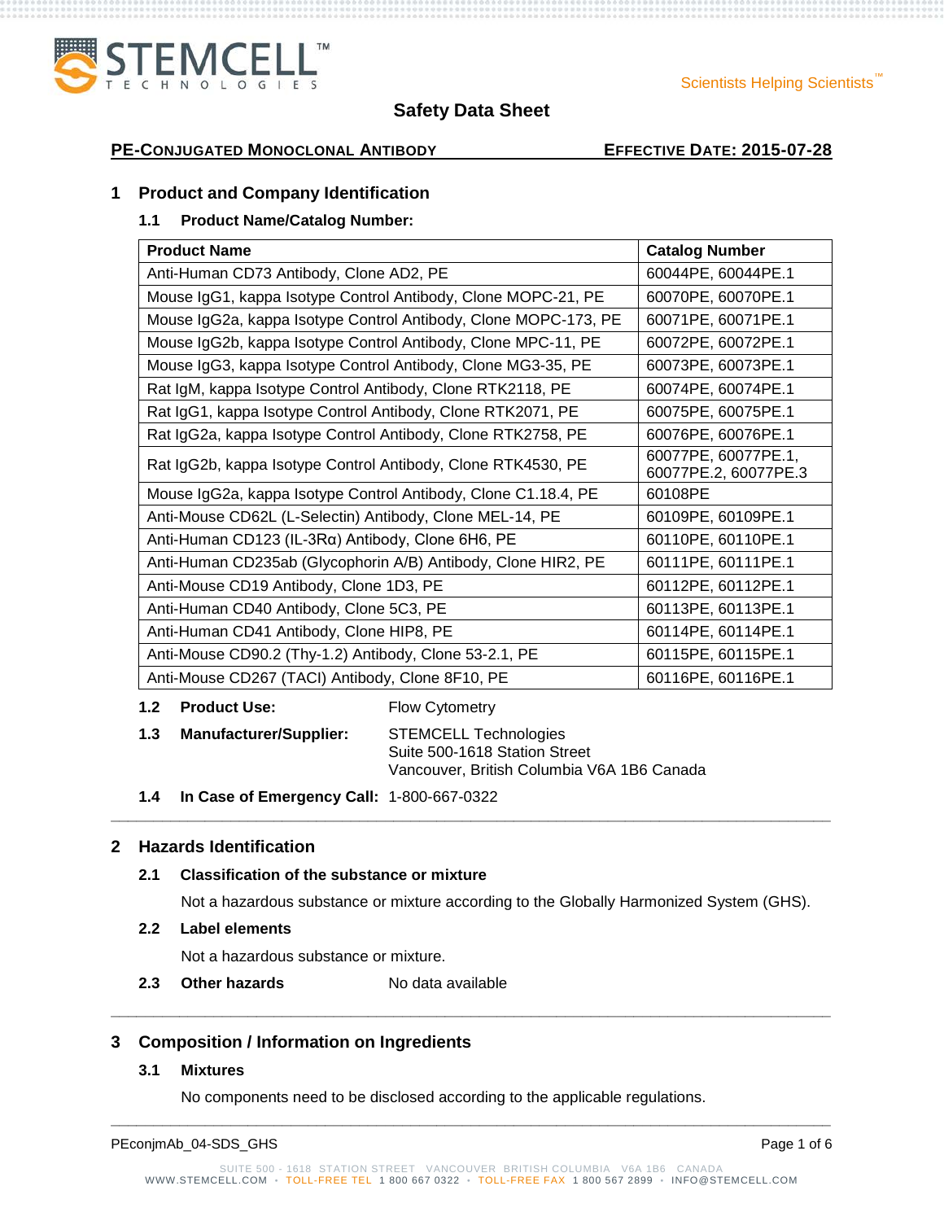# Safety Data Sheet

**PE-CONJUGATED MONOCLONAL ANTIBODY** **EFFECTIVE DATE: 2015-07-28**

## 1 Product and Company Identification

### 1.1 Product Name/Catalog Number:

| Product Name | Catalog Number |
|---|---|
| Anti-Human CD73 Antibody, Clone AD2, PE | 60044PE, 60044PE.1 |
| Mouse IgG1, kappa Isotype Control Antibody, Clone MOPC-21, PE | 60070PE, 60070PE.1 |
| Mouse IgG2a, kappa Isotype Control Antibody, Clone MOPC-173, PE | 60071PE, 60071PE.1 |
| Mouse IgG2b, kappa Isotype Control Antibody, Clone MPC-11, PE | 60072PE, 60072PE.1 |
| Mouse IgG3, kappa Isotype Control Antibody, Clone MG3-35, PE | 60073PE, 60073PE.1 |
| Rat IgM, kappa Isotype Control Antibody, Clone RTK2118, PE | 60074PE, 60074PE.1 |
| Rat IgG1, kappa Isotype Control Antibody, Clone RTK2071, PE | 60075PE, 60075PE.1 |
| Rat IgG2a, kappa Isotype Control Antibody, Clone RTK2758, PE | 60076PE, 60076PE.1 |
| Rat IgG2b, kappa Isotype Control Antibody, Clone RTK4530, PE | 60077PE, 60077PE.1, 60077PE.2, 60077PE.3 |
| Mouse IgG2a, kappa Isotype Control Antibody, Clone C1.18.4, PE | 60108PE |
| Anti-Mouse CD62L (L-Selectin) Antibody, Clone MEL-14, PE | 60109PE, 60109PE.1 |
| Anti-Human CD123 (IL-3Rα) Antibody, Clone 6H6, PE | 60110PE, 60110PE.1 |
| Anti-Human CD235ab (Glycophorin A/B) Antibody, Clone HIR2, PE | 60111PE, 60111PE.1 |
| Anti-Mouse CD19 Antibody, Clone 1D3, PE | 60112PE, 60112PE.1 |
| Anti-Human CD40 Antibody, Clone 5C3, PE | 60113PE, 60113PE.1 |
| Anti-Human CD41 Antibody, Clone HIP8, PE | 60114PE, 60114PE.1 |
| Anti-Mouse CD90.2 (Thy-1.2) Antibody, Clone 53-2.1, PE | 60115PE, 60115PE.1 |
| Anti-Mouse CD267 (TACI) Antibody, Clone 8F10, PE | 60116PE, 60116PE.1 |

### 1.2 Product Use:
Flow Cytometry

### 1.3 Manufacturer/Supplier:
STEMCELL Technologies
Suite 500-1618 Station Street
Vancouver, British Columbia V6A 1B6 Canada

### 1.4 In Case of Emergency Call:
1-800-667-0322

## 2 Hazards Identification

### 2.1 Classification of the substance or mixture

Not a hazardous substance or mixture according to the Globally Harmonized System (GHS).

### 2.2 Label elements

Not a hazardous substance or mixture.

### 2.3 Other hazards
No data available

## 3 Composition / Information on Ingredients

### 3.1 Mixtures

No components need to be disclosed according to the applicable regulations.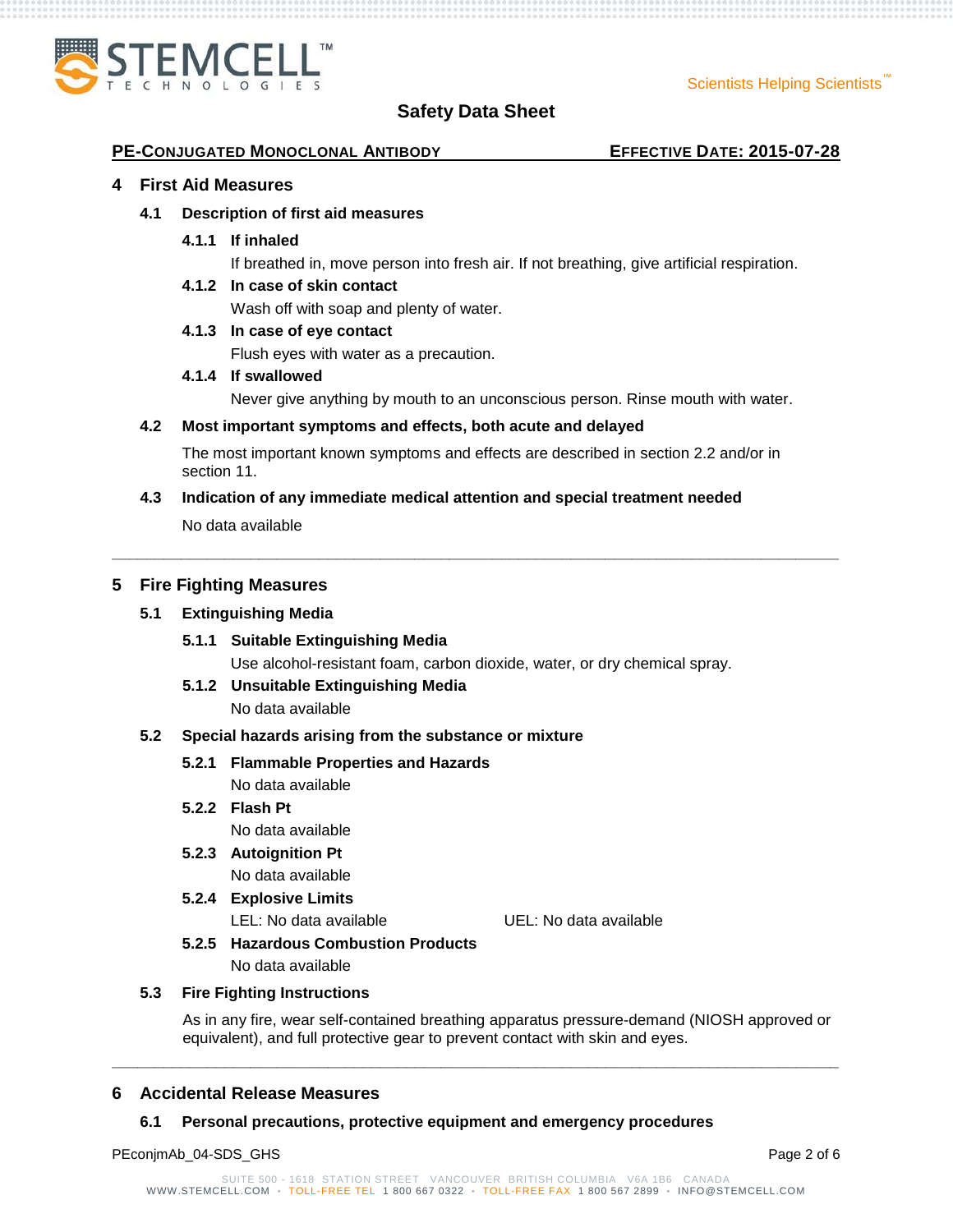## 4 First Aid Measures

### 4.1 Description of first aid measures

#### 4.1.1 If inhaled

If breathed in, move person into fresh air. If not breathing, give artificial respiration.

#### 4.1.2 In case of skin contact

Wash off with soap and plenty of water.

#### 4.1.3 In case of eye contact

Flush eyes with water as a precaution.

#### 4.1.4 If swallowed

Never give anything by mouth to an unconscious person. Rinse mouth with water.

### 4.2 Most important symptoms and effects, both acute and delayed

The most important known symptoms and effects are described in section 2.2 and/or in section 11.

### 4.3 Indication of any immediate medical attention and special treatment needed

No data available

---

## 5 Fire Fighting Measures

### 5.1 Extinguishing Media

#### 5.1.1 Suitable Extinguishing Media

Use alcohol-resistant foam, carbon dioxide, water, or dry chemical spray.

#### 5.1.2 Unsuitable Extinguishing Media

No data available

### 5.2 Special hazards arising from the substance or mixture

#### 5.2.1 Flammable Properties and Hazards

No data available

#### 5.2.2 Flash Pt

No data available

#### 5.2.3 Autoignition Pt

No data available

#### 5.2.4 Explosive Limits

LEL: No data available UEL: No data available

#### 5.2.5 Hazardous Combustion Products

No data available

### 5.3 Fire Fighting Instructions

As in any fire, wear self-contained breathing apparatus pressure-demand (NIOSH approved or equivalent), and full protective gear to prevent contact with skin and eyes.

---

## 6 Accidental Release Measures

### 6.1 Personal precautions, protective equipment and emergency procedures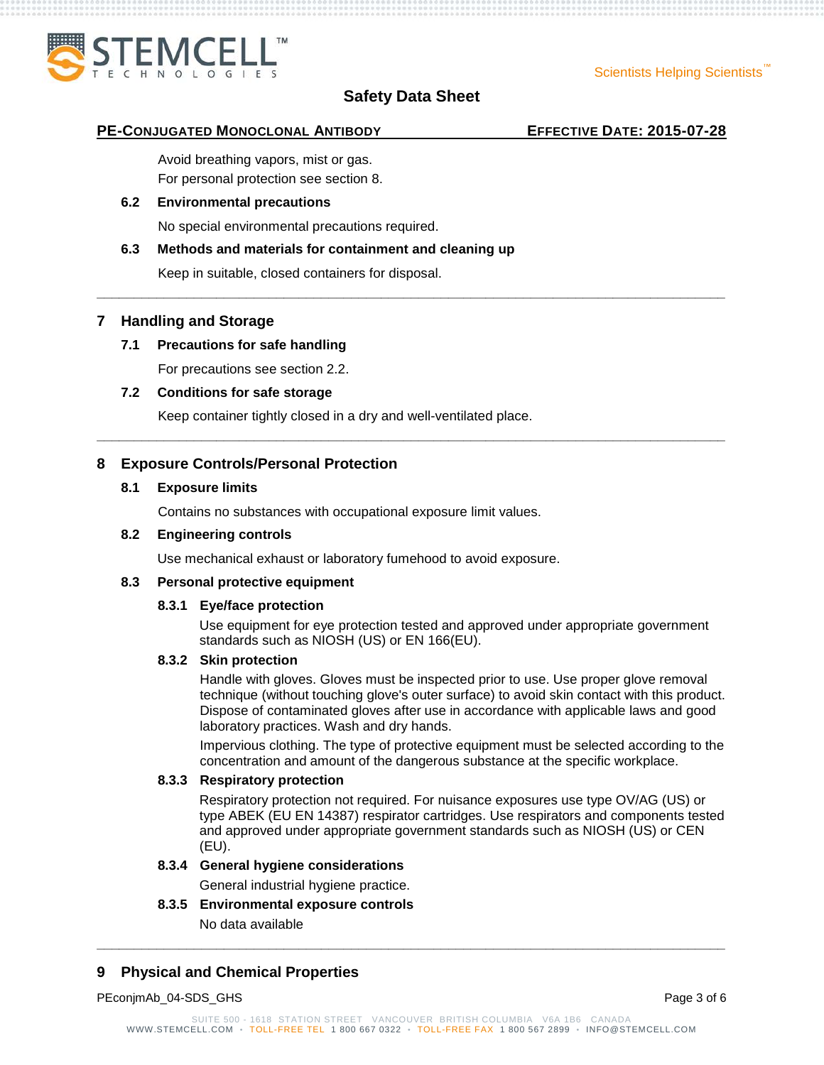Avoid breathing vapors, mist or gas.

For personal protection see section 8.

### 6.2 Environmental precautions

No special environmental precautions required.

### 6.3 Methods and materials for containment and cleaning up

Keep in suitable, closed containers for disposal.

---

## 7 Handling and Storage

### 7.1 Precautions for safe handling

For precautions see section 2.2.

### 7.2 Conditions for safe storage

Keep container tightly closed in a dry and well-ventilated place.

---

## 8 Exposure Controls/Personal Protection

### 8.1 Exposure limits

Contains no substances with occupational exposure limit values.

### 8.2 Engineering controls

Use mechanical exhaust or laboratory fumehood to avoid exposure.

### 8.3 Personal protective equipment

#### 8.3.1 Eye/face protection

Use equipment for eye protection tested and approved under appropriate government standards such as NIOSH (US) or EN 166(EU).

#### 8.3.2 Skin protection

Handle with gloves. Gloves must be inspected prior to use. Use proper glove removal technique (without touching glove's outer surface) to avoid skin contact with this product. Dispose of contaminated gloves after use in accordance with applicable laws and good laboratory practices. Wash and dry hands.

Impervious clothing. The type of protective equipment must be selected according to the concentration and amount of the dangerous substance at the specific workplace.

#### 8.3.3 Respiratory protection

Respiratory protection not required. For nuisance exposures use type OV/AG (US) or type ABEK (EU EN 14387) respirator cartridges. Use respirators and components tested and approved under appropriate government standards such as NIOSH (US) or CEN (EU).

#### 8.3.4 General hygiene considerations

General industrial hygiene practice.

#### 8.3.5 Environmental exposure controls

No data available

---

## 9 Physical and Chemical Properties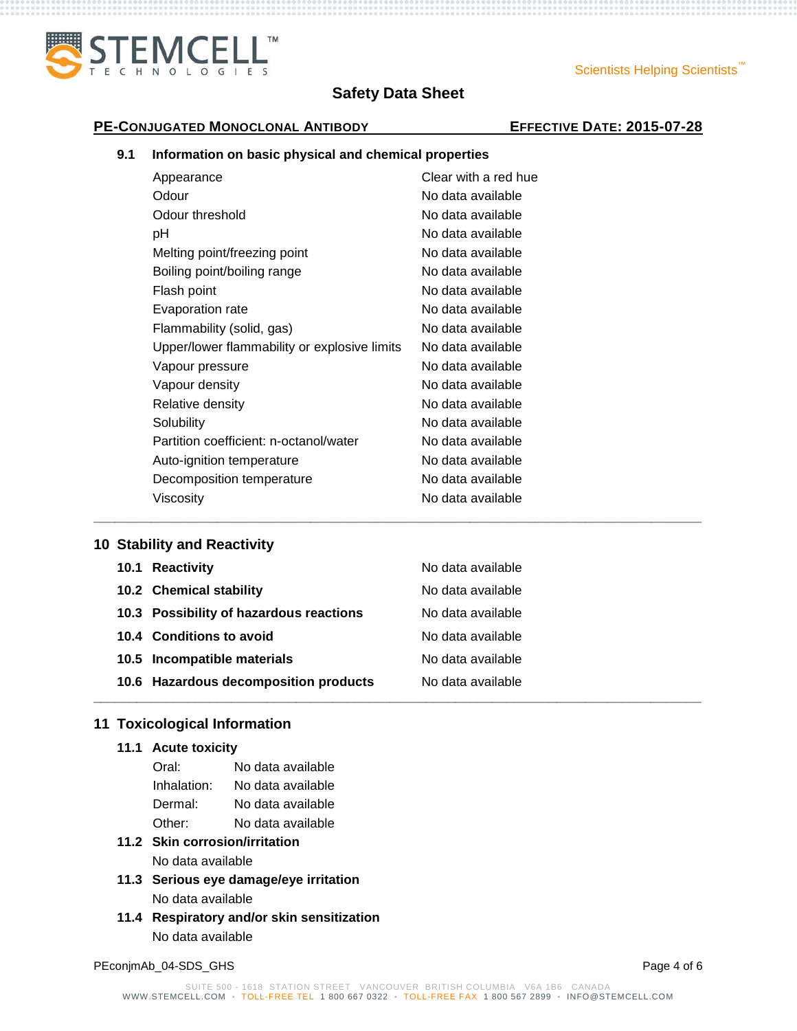### 9.1 Information on basic physical and chemical properties

| Property | Value |
|---|---|
| Appearance | Clear with a red hue |
| Odour | No data available |
| Odour threshold | No data available |
| pH | No data available |
| Melting point/freezing point | No data available |
| Boiling point/boiling range | No data available |
| Flash point | No data available |
| Evaporation rate | No data available |
| Flammability (solid, gas) | No data available |
| Upper/lower flammability or explosive limits | No data available |
| Vapour pressure | No data available |
| Vapour density | No data available |
| Relative density | No data available |
| Solubility | No data available |
| Partition coefficient: n-octanol/water | No data available |
| Auto-ignition temperature | No data available |
| Decomposition temperature | No data available |
| Viscosity | No data available |

## 10 Stability and Reactivity

| Section | Value |
|---|---|
| **10.1 Reactivity** | No data available |
| **10.2 Chemical stability** | No data available |
| **10.3 Possibility of hazardous reactions** | No data available |
| **10.4 Conditions to avoid** | No data available |
| **10.5 Incompatible materials** | No data available |
| **10.6 Hazardous decomposition products** | No data available |

## 11 Toxicological Information

### 11.1 Acute toxicity

| Route | Value |
|---|---|
| Oral: | No data available |
| Inhalation: | No data available |
| Dermal: | No data available |
| Other: | No data available |

### 11.2 Skin corrosion/irritation

No data available

### 11.3 Serious eye damage/eye irritation

No data available

### 11.4 Respiratory and/or skin sensitization

No data available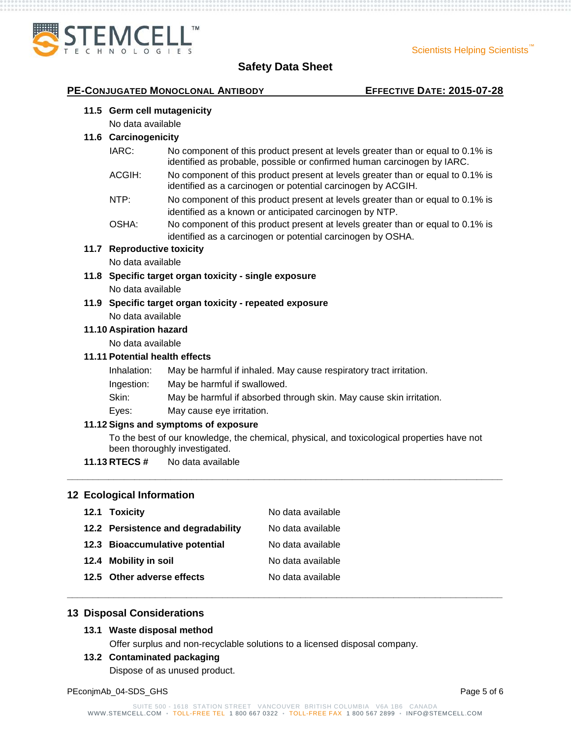### 11.5 Germ cell mutagenicity

No data available

### 11.6 Carcinogenicity

| | |
|---|---|
| IARC: | No component of this product present at levels greater than or equal to 0.1% is identified as probable, possible or confirmed human carcinogen by IARC. |
| ACGIH: | No component of this product present at levels greater than or equal to 0.1% is identified as a carcinogen or potential carcinogen by ACGIH. |
| NTP: | No component of this product present at levels greater than or equal to 0.1% is identified as a known or anticipated carcinogen by NTP. |
| OSHA: | No component of this product present at levels greater than or equal to 0.1% is identified as a carcinogen or potential carcinogen by OSHA. |

### 11.7 Reproductive toxicity

No data available

### 11.8 Specific target organ toxicity - single exposure

No data available

### 11.9 Specific target organ toxicity - repeated exposure

No data available

### 11.10 Aspiration hazard

No data available

### 11.11 Potential health effects

| | |
|---|---|
| Inhalation: | May be harmful if inhaled. May cause respiratory tract irritation. |
| Ingestion: | May be harmful if swallowed. |
| Skin: | May be harmful if absorbed through skin. May cause skin irritation. |
| Eyes: | May cause eye irritation. |

### 11.12 Signs and symptoms of exposure

To the best of our knowledge, the chemical, physical, and toxicological properties have not been thoroughly investigated.

### 11.13 RTECS #

No data available

## 12 Ecological Information

| | |
|---|---|
| **12.1 Toxicity** | No data available |
| **12.2 Persistence and degradability** | No data available |
| **12.3 Bioaccumulative potential** | No data available |
| **12.4 Mobility in soil** | No data available |
| **12.5 Other adverse effects** | No data available |

## 13 Disposal Considerations

### 13.1 Waste disposal method

Offer surplus and non-recyclable solutions to a licensed disposal company.

### 13.2 Contaminated packaging

Dispose of as unused product.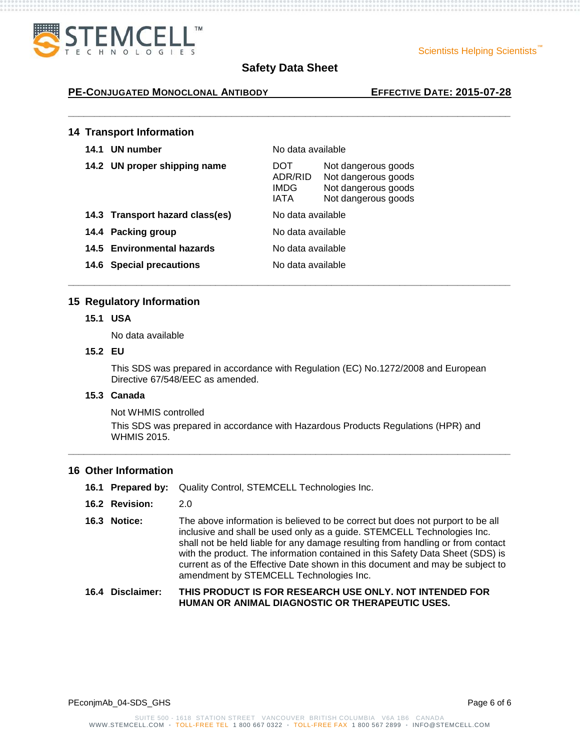## 14 Transport Information

**14.1 UN number** No data available

**14.2 UN proper shipping name**

| | |
|---|---|
| DOT | Not dangerous goods |
| ADR/RID | Not dangerous goods |
| IMDG | Not dangerous goods |
| IATA | Not dangerous goods |

**14.3 Transport hazard class(es)** No data available

**14.4 Packing group** No data available

**14.5 Environmental hazards** No data available

**14.6 Special precautions** No data available

## 15 Regulatory Information

### 15.1 USA

No data available

### 15.2 EU

This SDS was prepared in accordance with Regulation (EC) No.1272/2008 and European Directive 67/548/EEC as amended.

### 15.3 Canada

Not WHMIS controlled

This SDS was prepared in accordance with Hazardous Products Regulations (HPR) and WHMIS 2015.

## 16 Other Information

**16.1 Prepared by:** Quality Control, STEMCELL Technologies Inc.

**16.2 Revision:** 2.0

**16.3 Notice:** The above information is believed to be correct but does not purport to be all inclusive and shall be used only as a guide. STEMCELL Technologies Inc. shall not be held liable for any damage resulting from handling or from contact with the product. The information contained in this Safety Data Sheet (SDS) is current as of the Effective Date shown in this document and may be subject to amendment by STEMCELL Technologies Inc.

**16.4 Disclaimer:** **THIS PRODUCT IS FOR RESEARCH USE ONLY. NOT INTENDED FOR HUMAN OR ANIMAL DIAGNOSTIC OR THERAPEUTIC USES.**